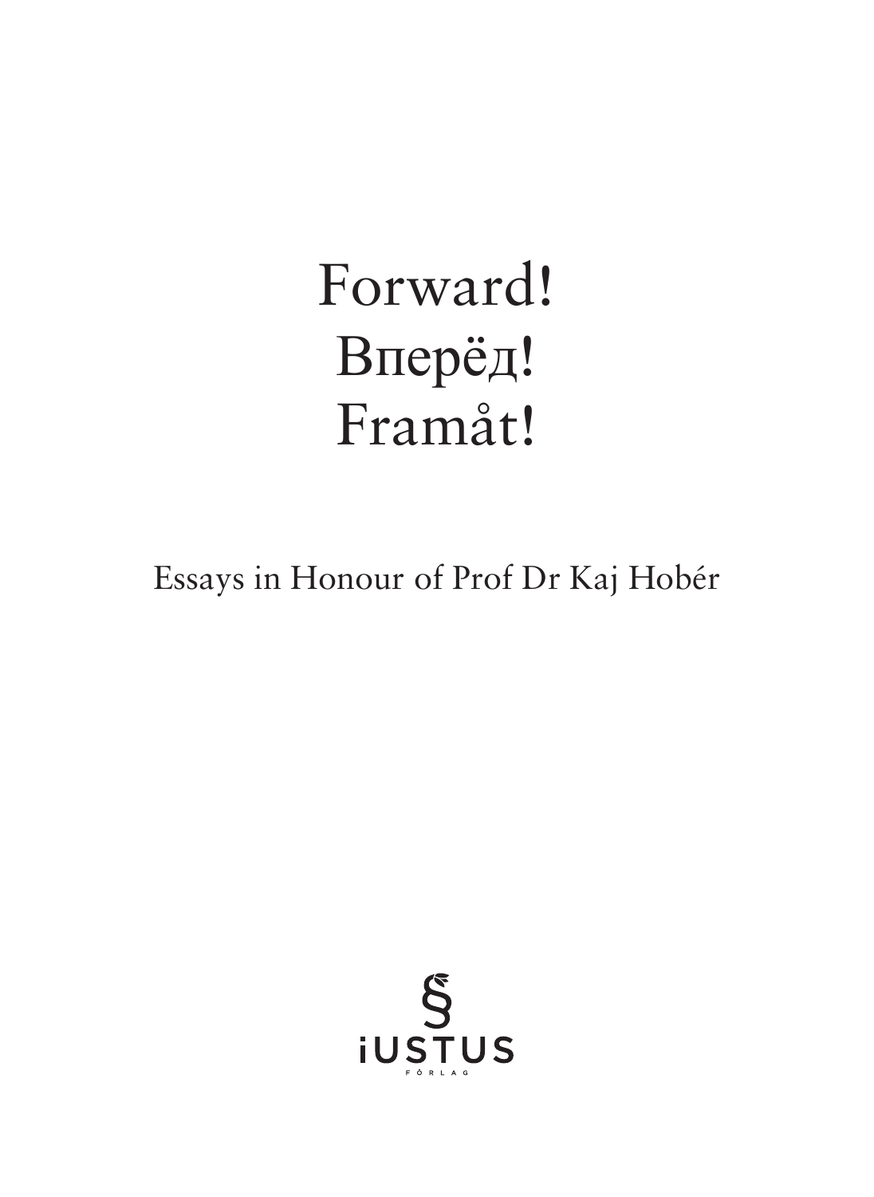# Forward!
# Вперёд!
# Framåt!

Essays in Honour of Prof Dr Kaj Hobér

iUSTUS FÖRLAG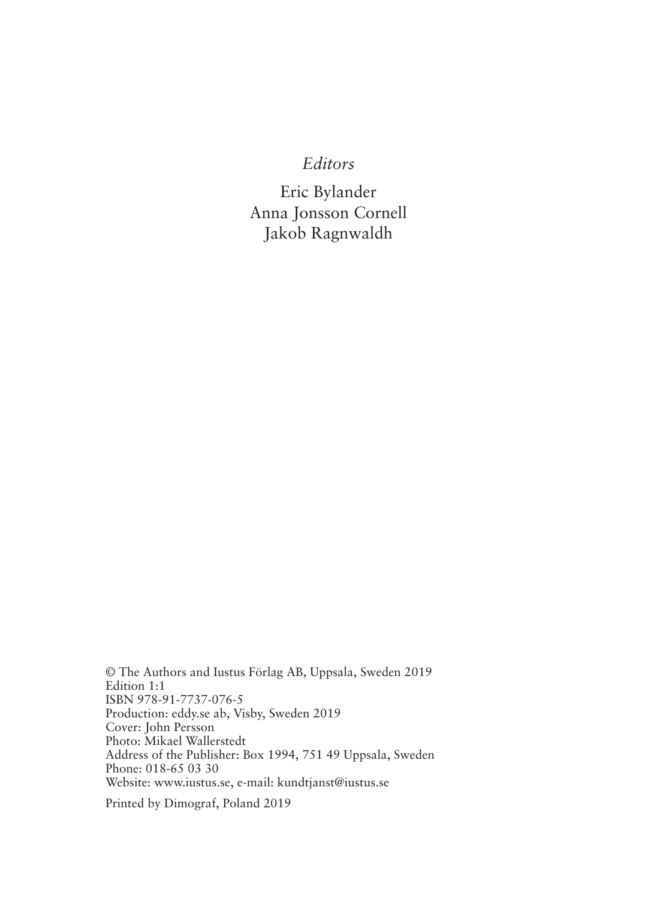*Editors*

Eric Bylander
Anna Jonsson Cornell
Jakob Ragnwaldh

© The Authors and Iustus Förlag AB, Uppsala, Sweden 2019
Edition 1:1
ISBN 978-91-7737-076-5
Production: eddy.se ab, Visby, Sweden 2019
Cover: John Persson
Photo: Mikael Wallerstedt
Address of the Publisher: Box 1994, 751 49 Uppsala, Sweden
Phone: 018-65 03 30
Website: www.iustus.se, e-mail: kundtjanst@iustus.se

Printed by Dimograf, Poland 2019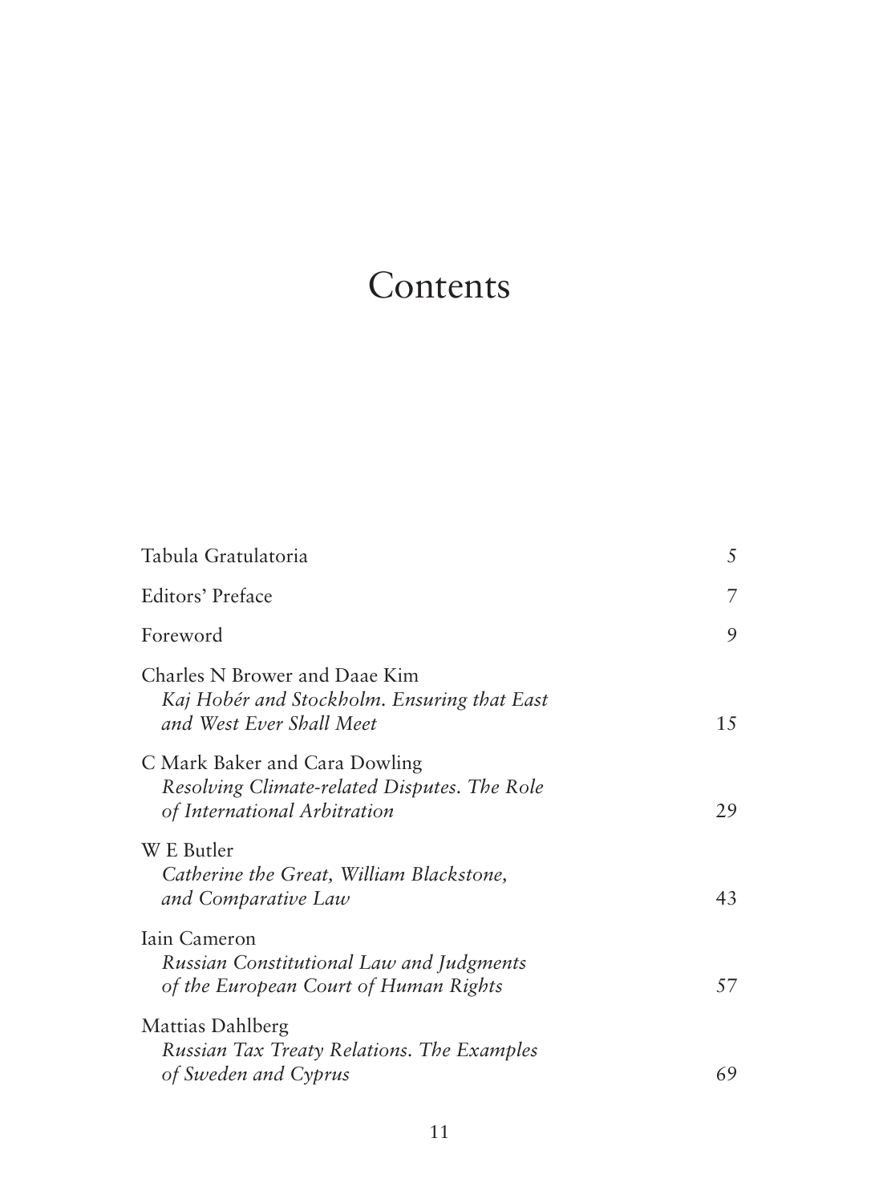# Contents

| | |
|---|---|
| Tabula Gratulatoria | 5 |
| Editors' Preface | 7 |
| Foreword | 9 |
| Charles N Brower and Daae Kim<br>*Kaj Hobér and Stockholm. Ensuring that East and West Ever Shall Meet* | 15 |
| C Mark Baker and Cara Dowling<br>*Resolving Climate-related Disputes. The Role of International Arbitration* | 29 |
| W E Butler<br>*Catherine the Great, William Blackstone, and Comparative Law* | 43 |
| Iain Cameron<br>*Russian Constitutional Law and Judgments of the European Court of Human Rights* | 57 |
| Mattias Dahlberg<br>*Russian Tax Treaty Relations. The Examples of Sweden and Cyprus* | 69 |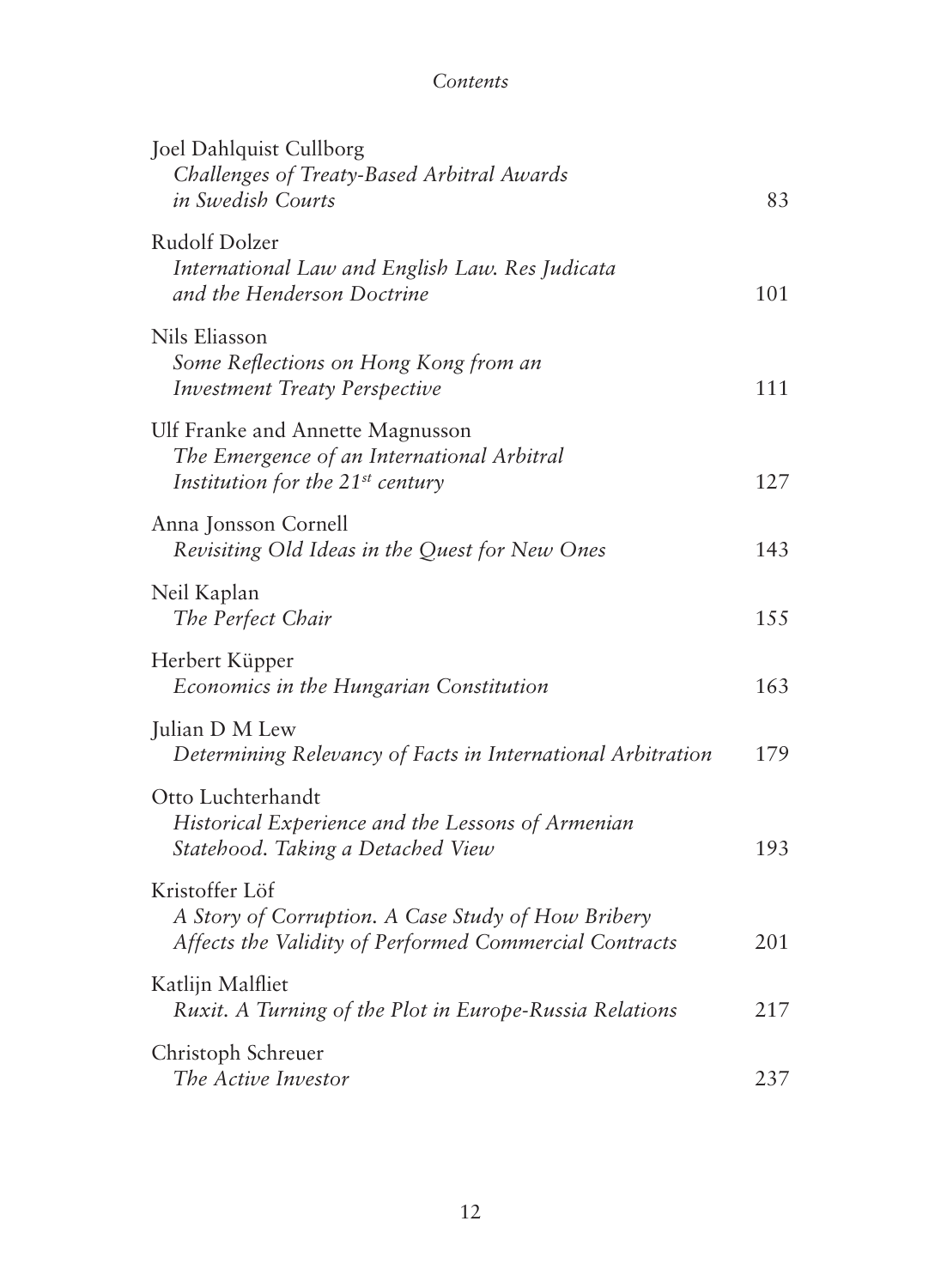Joel Dahlquist Cullborg
*Challenges of Treaty-Based Arbitral Awards in Swedish Courts* 83

Rudolf Dolzer
*International Law and English Law. Res Judicata and the Henderson Doctrine* 101

Nils Eliasson
*Some Reflections on Hong Kong from an Investment Treaty Perspective* 111

Ulf Franke and Annette Magnusson
*The Emergence of an International Arbitral Institution for the 21st century* 127

Anna Jonsson Cornell
*Revisiting Old Ideas in the Quest for New Ones* 143

Neil Kaplan
*The Perfect Chair* 155

Herbert Küpper
*Economics in the Hungarian Constitution* 163

Julian D M Lew
*Determining Relevancy of Facts in International Arbitration* 179

Otto Luchterhandt
*Historical Experience and the Lessons of Armenian Statehood. Taking a Detached View* 193

Kristoffer Löf
*A Story of Corruption. A Case Study of How Bribery Affects the Validity of Performed Commercial Contracts* 201

Katlijn Malfliet
*Ruxit. A Turning of the Plot in Europe-Russia Relations* 217

Christoph Schreuer
*The Active Investor* 237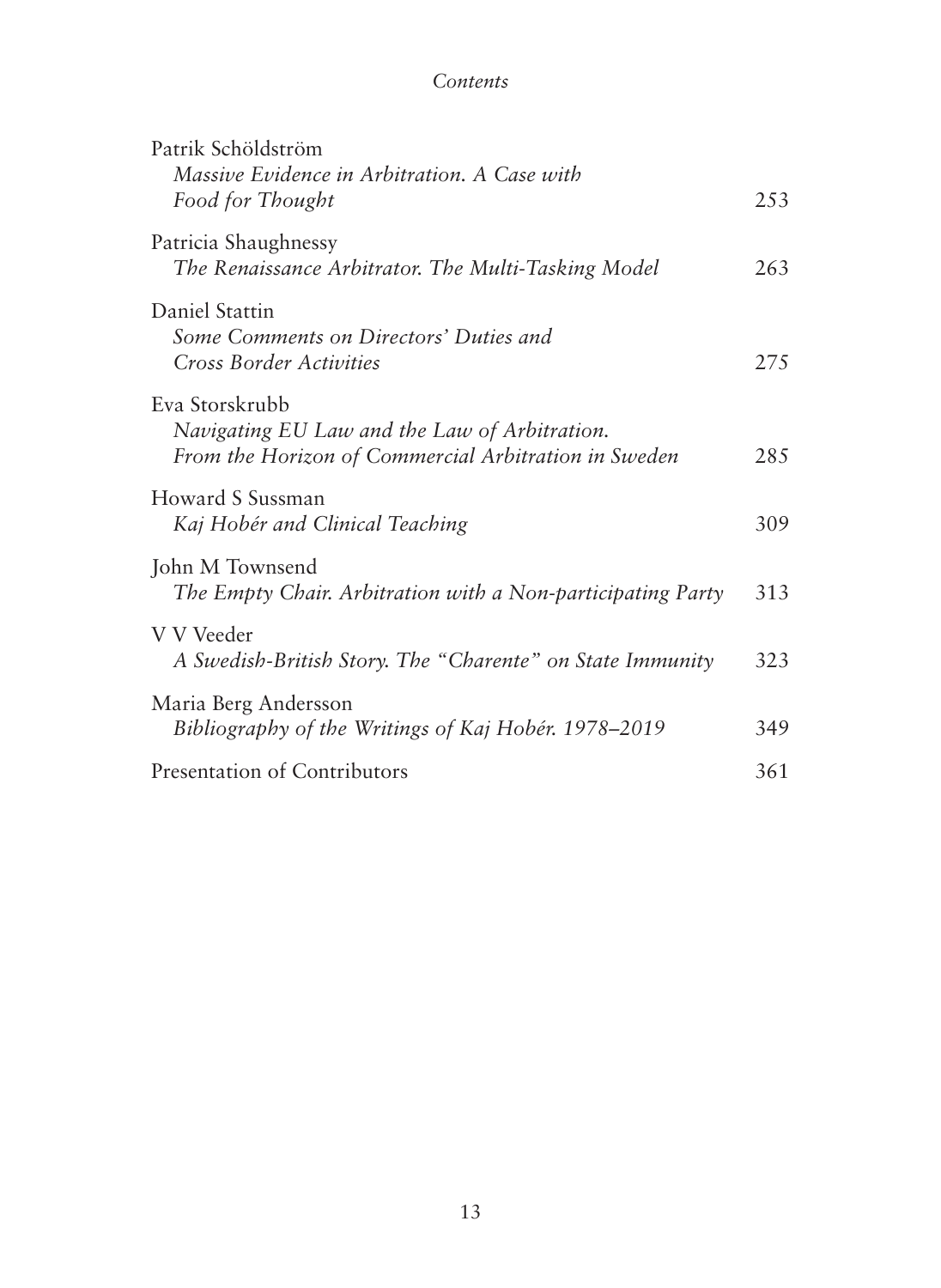Patrik Schöldström
*Massive Evidence in Arbitration. A Case with Food for Thought* 253

Patricia Shaughnessy
*The Renaissance Arbitrator. The Multi-Tasking Model* 263

Daniel Stattin
*Some Comments on Directors' Duties and Cross Border Activities* 275

Eva Storskrubb
*Navigating EU Law and the Law of Arbitration. From the Horizon of Commercial Arbitration in Sweden* 285

Howard S Sussman
*Kaj Hobér and Clinical Teaching* 309

John M Townsend
*The Empty Chair. Arbitration with a Non-participating Party* 313

V V Veeder
*A Swedish-British Story. The "Charente" on State Immunity* 323

Maria Berg Andersson
*Bibliography of the Writings of Kaj Hobér. 1978–2019* 349

Presentation of Contributors 361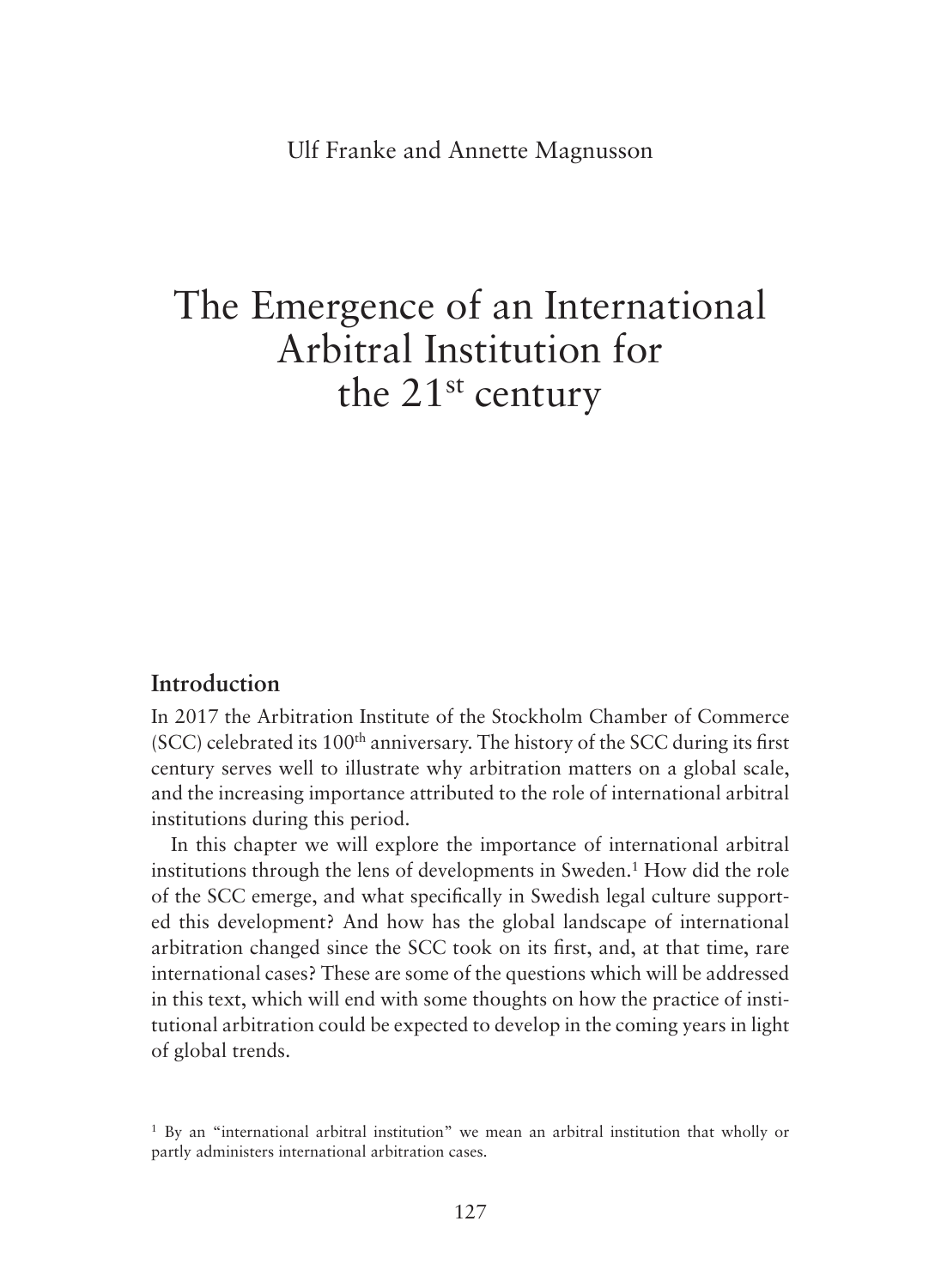Ulf Franke and Annette Magnusson

# The Emergence of an International Arbitral Institution for the 21st century

## Introduction

In 2017 the Arbitration Institute of the Stockholm Chamber of Commerce (SCC) celebrated its 100th anniversary. The history of the SCC during its first century serves well to illustrate why arbitration matters on a global scale, and the increasing importance attributed to the role of international arbitral institutions during this period.

In this chapter we will explore the importance of international arbitral institutions through the lens of developments in Sweden.[1] How did the role of the SCC emerge, and what specifically in Swedish legal culture supported this development? And how has the global landscape of international arbitration changed since the SCC took on its first, and, at that time, rare international cases? These are some of the questions which will be addressed in this text, which will end with some thoughts on how the practice of institutional arbitration could be expected to develop in the coming years in light of global trends.

[1] By an "international arbitral institution" we mean an arbitral institution that wholly or partly administers international arbitration cases.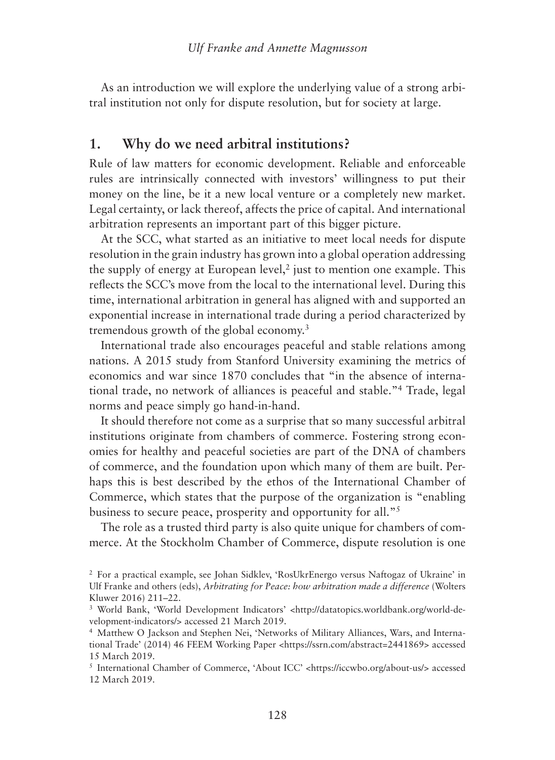As an introduction we will explore the underlying value of a strong arbitral institution not only for dispute resolution, but for society at large.

## 1. Why do we need arbitral institutions?

Rule of law matters for economic development. Reliable and enforceable rules are intrinsically connected with investors' willingness to put their money on the line, be it a new local venture or a completely new market. Legal certainty, or lack thereof, affects the price of capital. And international arbitration represents an important part of this bigger picture.

At the SCC, what started as an initiative to meet local needs for dispute resolution in the grain industry has grown into a global operation addressing the supply of energy at European level,[2] just to mention one example. This reflects the SCC's move from the local to the international level. During this time, international arbitration in general has aligned with and supported an exponential increase in international trade during a period characterized by tremendous growth of the global economy.[3]

International trade also encourages peaceful and stable relations among nations. A 2015 study from Stanford University examining the metrics of economics and war since 1870 concludes that "in the absence of international trade, no network of alliances is peaceful and stable."[4] Trade, legal norms and peace simply go hand-in-hand.

It should therefore not come as a surprise that so many successful arbitral institutions originate from chambers of commerce. Fostering strong economies for healthy and peaceful societies are part of the DNA of chambers of commerce, and the foundation upon which many of them are built. Perhaps this is best described by the ethos of the International Chamber of Commerce, which states that the purpose of the organization is "enabling business to secure peace, prosperity and opportunity for all."[5]

The role as a trusted third party is also quite unique for chambers of commerce. At the Stockholm Chamber of Commerce, dispute resolution is one

---

[2] For a practical example, see Johan Sidklev, 'RosUkrEnergo versus Naftogaz of Ukraine' in Ulf Franke and others (eds), *Arbitrating for Peace: how arbitration made a difference* (Wolters Kluwer 2016) 211–22.

[3] World Bank, 'World Development Indicators' <http://datatopics.worldbank.org/world-development-indicators/> accessed 21 March 2019.

[4] Matthew O Jackson and Stephen Nei, 'Networks of Military Alliances, Wars, and International Trade' (2014) 46 FEEM Working Paper <https://ssrn.com/abstract=2441869> accessed 15 March 2019.

[5] International Chamber of Commerce, 'About ICC' <https://iccwbo.org/about-us/> accessed 12 March 2019.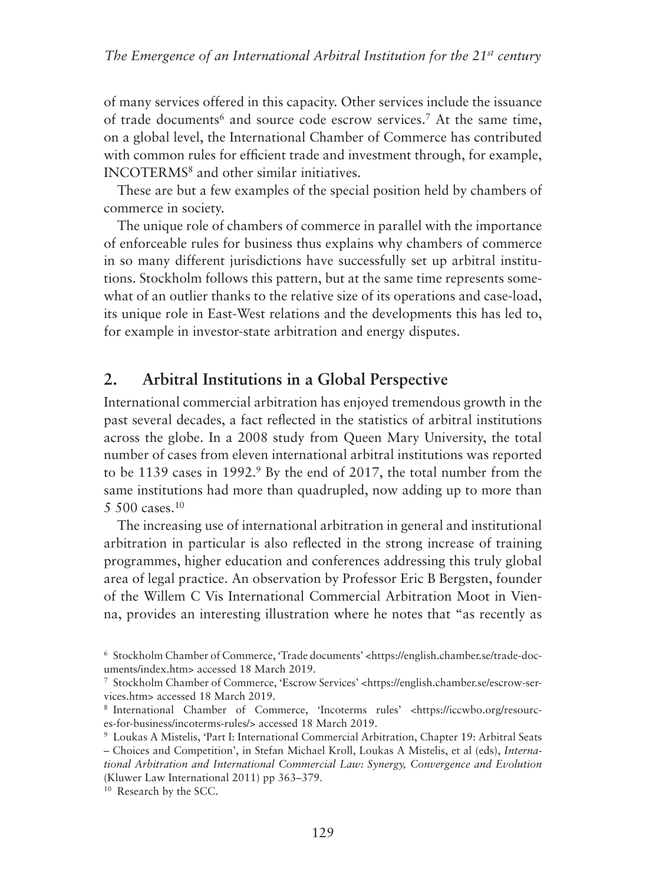of many services offered in this capacity. Other services include the issuance of trade documents[6] and source code escrow services.[7] At the same time, on a global level, the International Chamber of Commerce has contributed with common rules for efficient trade and investment through, for example, INCOTERMS[8] and other similar initiatives.

These are but a few examples of the special position held by chambers of commerce in society.

The unique role of chambers of commerce in parallel with the importance of enforceable rules for business thus explains why chambers of commerce in so many different jurisdictions have successfully set up arbitral institutions. Stockholm follows this pattern, but at the same time represents somewhat of an outlier thanks to the relative size of its operations and case-load, its unique role in East-West relations and the developments this has led to, for example in investor-state arbitration and energy disputes.

## 2. Arbitral Institutions in a Global Perspective

International commercial arbitration has enjoyed tremendous growth in the past several decades, a fact reflected in the statistics of arbitral institutions across the globe. In a 2008 study from Queen Mary University, the total number of cases from eleven international arbitral institutions was reported to be 1139 cases in 1992.[9] By the end of 2017, the total number from the same institutions had more than quadrupled, now adding up to more than 5 500 cases.[10]

The increasing use of international arbitration in general and institutional arbitration in particular is also reflected in the strong increase of training programmes, higher education and conferences addressing this truly global area of legal practice. An observation by Professor Eric B Bergsten, founder of the Willem C Vis International Commercial Arbitration Moot in Vienna, provides an interesting illustration where he notes that "as recently as

---

[6] Stockholm Chamber of Commerce, 'Trade documents' <https://english.chamber.se/trade-documents/index.htm> accessed 18 March 2019.

[7] Stockholm Chamber of Commerce, 'Escrow Services' <https://english.chamber.se/escrow-services.htm> accessed 18 March 2019.

[8] International Chamber of Commerce, 'Incoterms rules' <https://iccwbo.org/resources-for-business/incoterms-rules/> accessed 18 March 2019.

[9] Loukas A Mistelis, 'Part I: International Commercial Arbitration, Chapter 19: Arbitral Seats – Choices and Competition', in Stefan Michael Kroll, Loukas A Mistelis, et al (eds), *International Arbitration and International Commercial Law: Synergy, Convergence and Evolution* (Kluwer Law International 2011) pp 363–379.

[10] Research by the SCC.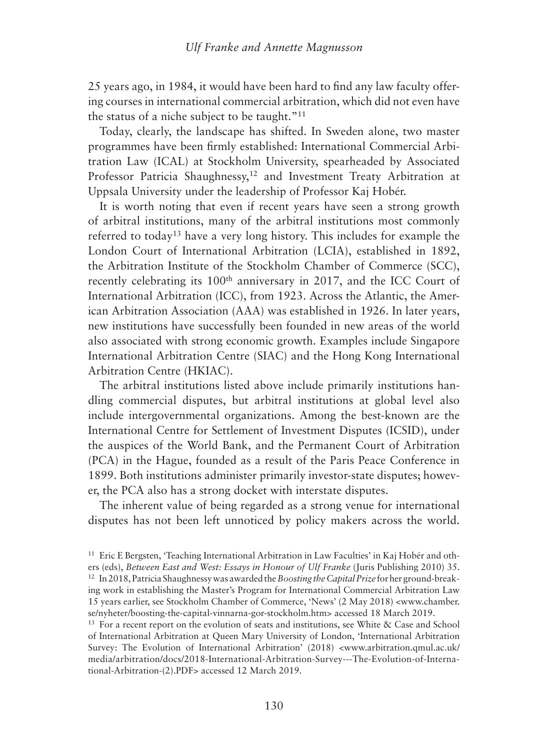25 years ago, in 1984, it would have been hard to find any law faculty offering courses in international commercial arbitration, which did not even have the status of a niche subject to be taught."[11]

Today, clearly, the landscape has shifted. In Sweden alone, two master programmes have been firmly established: International Commercial Arbitration Law (ICAL) at Stockholm University, spearheaded by Associated Professor Patricia Shaughnessy,[12] and Investment Treaty Arbitration at Uppsala University under the leadership of Professor Kaj Hobér.

It is worth noting that even if recent years have seen a strong growth of arbitral institutions, many of the arbitral institutions most commonly referred to today[13] have a very long history. This includes for example the London Court of International Arbitration (LCIA), established in 1892, the Arbitration Institute of the Stockholm Chamber of Commerce (SCC), recently celebrating its 100th anniversary in 2017, and the ICC Court of International Arbitration (ICC), from 1923. Across the Atlantic, the American Arbitration Association (AAA) was established in 1926. In later years, new institutions have successfully been founded in new areas of the world also associated with strong economic growth. Examples include Singapore International Arbitration Centre (SIAC) and the Hong Kong International Arbitration Centre (HKIAC).

The arbitral institutions listed above include primarily institutions handling commercial disputes, but arbitral institutions at global level also include intergovernmental organizations. Among the best-known are the International Centre for Settlement of Investment Disputes (ICSID), under the auspices of the World Bank, and the Permanent Court of Arbitration (PCA) in the Hague, founded as a result of the Paris Peace Conference in 1899. Both institutions administer primarily investor-state disputes; however, the PCA also has a strong docket with interstate disputes.

The inherent value of being regarded as a strong venue for international disputes has not been left unnoticed by policy makers across the world.

---

[11] Eric E Bergsten, 'Teaching International Arbitration in Law Faculties' in Kaj Hobér and others (eds), *Between East and West: Essays in Honour of Ulf Franke* (Juris Publishing 2010) 35.

[12] In 2018, Patricia Shaughnessy was awarded the *Boosting the Capital Prize* for her ground-breaking work in establishing the Master's Program for International Commercial Arbitration Law 15 years earlier, see Stockholm Chamber of Commerce, 'News' (2 May 2018) <www.chamber.se/nyheter/boosting-the-capital-vinnarna-gor-stockholm.htm> accessed 18 March 2019.

[13] For a recent report on the evolution of seats and institutions, see White & Case and School of International Arbitration at Queen Mary University of London, 'International Arbitration Survey: The Evolution of International Arbitration' (2018) <www.arbitration.qmul.ac.uk/media/arbitration/docs/2018-International-Arbitration-Survey---The-Evolution-of-International-Arbitration-(2).PDF> accessed 12 March 2019.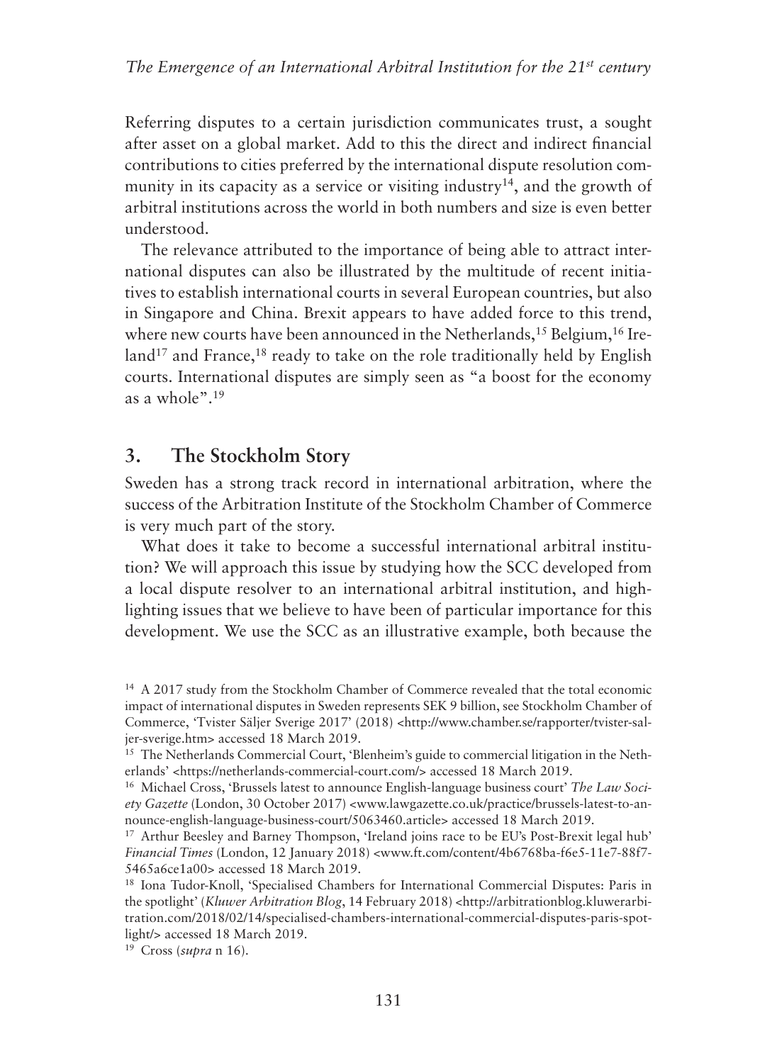Referring disputes to a certain jurisdiction communicates trust, a sought after asset on a global market. Add to this the direct and indirect financial contributions to cities preferred by the international dispute resolution community in its capacity as a service or visiting industry[14], and the growth of arbitral institutions across the world in both numbers and size is even better understood.

The relevance attributed to the importance of being able to attract international disputes can also be illustrated by the multitude of recent initiatives to establish international courts in several European countries, but also in Singapore and China. Brexit appears to have added force to this trend, where new courts have been announced in the Netherlands,[15] Belgium,[16] Ireland[17] and France,[18] ready to take on the role traditionally held by English courts. International disputes are simply seen as "a boost for the economy as a whole".[19]

## 3. The Stockholm Story

Sweden has a strong track record in international arbitration, where the success of the Arbitration Institute of the Stockholm Chamber of Commerce is very much part of the story.

What does it take to become a successful international arbitral institution? We will approach this issue by studying how the SCC developed from a local dispute resolver to an international arbitral institution, and highlighting issues that we believe to have been of particular importance for this development. We use the SCC as an illustrative example, both because the

---

[14] A 2017 study from the Stockholm Chamber of Commerce revealed that the total economic impact of international disputes in Sweden represents SEK 9 billion, see Stockholm Chamber of Commerce, 'Tvister Säljer Sverige 2017' (2018) <http://www.chamber.se/rapporter/tvister-saljer-sverige.htm> accessed 18 March 2019.

[15] The Netherlands Commercial Court, 'Blenheim's guide to commercial litigation in the Netherlands' <https://netherlands-commercial-court.com/> accessed 18 March 2019.

[16] Michael Cross, 'Brussels latest to announce English-language business court' *The Law Society Gazette* (London, 30 October 2017) <www.lawgazette.co.uk/practice/brussels-latest-to-announce-english-language-business-court/5063460.article> accessed 18 March 2019.

[17] Arthur Beesley and Barney Thompson, 'Ireland joins race to be EU's Post-Brexit legal hub' *Financial Times* (London, 12 January 2018) <www.ft.com/content/4b6768ba-f6e5-11e7-88f7-5465a6ce1a00> accessed 18 March 2019.

[18] Iona Tudor-Knoll, 'Specialised Chambers for International Commercial Disputes: Paris in the spotlight' (*Kluwer Arbitration Blog*, 14 February 2018) <http://arbitrationblog.kluwerarbitration.com/2018/02/14/specialised-chambers-international-commercial-disputes-paris-spotlight/> accessed 18 March 2019.

[19] Cross (*supra* n 16).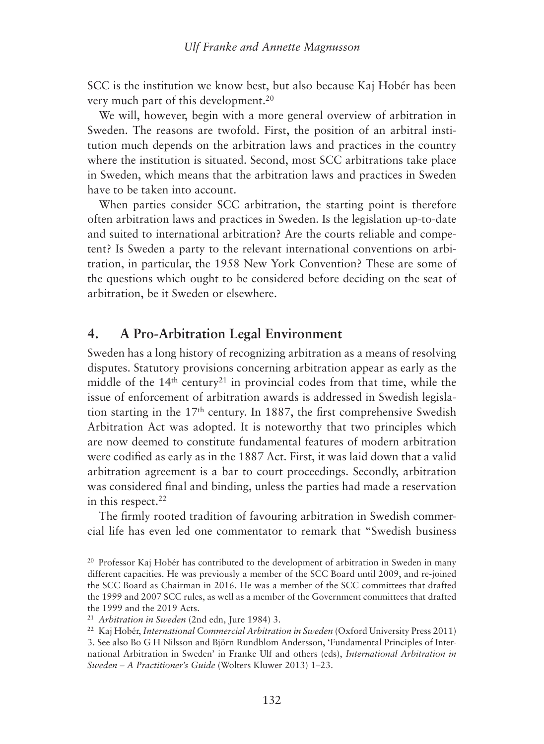SCC is the institution we know best, but also because Kaj Hobér has been very much part of this development.[20]

We will, however, begin with a more general overview of arbitration in Sweden. The reasons are twofold. First, the position of an arbitral institution much depends on the arbitration laws and practices in the country where the institution is situated. Second, most SCC arbitrations take place in Sweden, which means that the arbitration laws and practices in Sweden have to be taken into account.

When parties consider SCC arbitration, the starting point is therefore often arbitration laws and practices in Sweden. Is the legislation up-to-date and suited to international arbitration? Are the courts reliable and competent? Is Sweden a party to the relevant international conventions on arbitration, in particular, the 1958 New York Convention? These are some of the questions which ought to be considered before deciding on the seat of arbitration, be it Sweden or elsewhere.

## 4. A Pro-Arbitration Legal Environment

Sweden has a long history of recognizing arbitration as a means of resolving disputes. Statutory provisions concerning arbitration appear as early as the middle of the 14th century[21] in provincial codes from that time, while the issue of enforcement of arbitration awards is addressed in Swedish legislation starting in the 17th century. In 1887, the first comprehensive Swedish Arbitration Act was adopted. It is noteworthy that two principles which are now deemed to constitute fundamental features of modern arbitration were codified as early as in the 1887 Act. First, it was laid down that a valid arbitration agreement is a bar to court proceedings. Secondly, arbitration was considered final and binding, unless the parties had made a reservation in this respect.[22]

The firmly rooted tradition of favouring arbitration in Swedish commercial life has even led one commentator to remark that "Swedish business

---

[20] Professor Kaj Hobér has contributed to the development of arbitration in Sweden in many different capacities. He was previously a member of the SCC Board until 2009, and re-joined the SCC Board as Chairman in 2016. He was a member of the SCC committees that drafted the 1999 and 2007 SCC rules, as well as a member of the Government committees that drafted the 1999 and the 2019 Acts.

[21] *Arbitration in Sweden* (2nd edn, Jure 1984) 3.

[22] Kaj Hobér, *International Commercial Arbitration in Sweden* (Oxford University Press 2011) 3. See also Bo G H Nilsson and Björn Rundblom Andersson, 'Fundamental Principles of International Arbitration in Sweden' in Franke Ulf and others (eds), *International Arbitration in Sweden – A Practitioner's Guide* (Wolters Kluwer 2013) 1–23.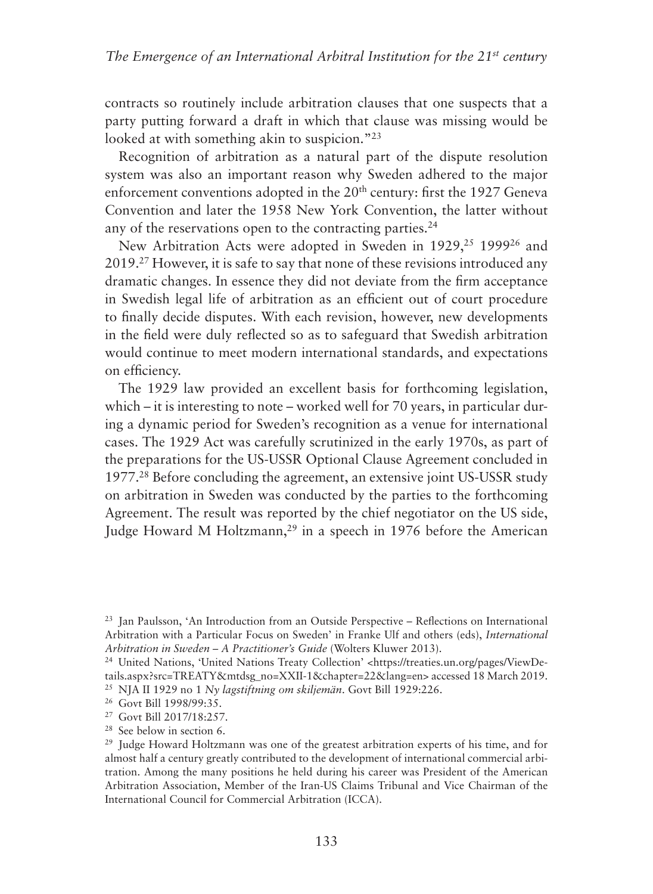contracts so routinely include arbitration clauses that one suspects that a party putting forward a draft in which that clause was missing would be looked at with something akin to suspicion."[23]

Recognition of arbitration as a natural part of the dispute resolution system was also an important reason why Sweden adhered to the major enforcement conventions adopted in the 20th century: first the 1927 Geneva Convention and later the 1958 New York Convention, the latter without any of the reservations open to the contracting parties.[24]

New Arbitration Acts were adopted in Sweden in 1929,[25] 1999[26] and 2019.[27] However, it is safe to say that none of these revisions introduced any dramatic changes. In essence they did not deviate from the firm acceptance in Swedish legal life of arbitration as an efficient out of court procedure to finally decide disputes. With each revision, however, new developments in the field were duly reflected so as to safeguard that Swedish arbitration would continue to meet modern international standards, and expectations on efficiency.

The 1929 law provided an excellent basis for forthcoming legislation, which – it is interesting to note – worked well for 70 years, in particular during a dynamic period for Sweden's recognition as a venue for international cases. The 1929 Act was carefully scrutinized in the early 1970s, as part of the preparations for the US-USSR Optional Clause Agreement concluded in 1977.[28] Before concluding the agreement, an extensive joint US-USSR study on arbitration in Sweden was conducted by the parties to the forthcoming Agreement. The result was reported by the chief negotiator on the US side, Judge Howard M Holtzmann,[29] in a speech in 1976 before the American

---

[23] Jan Paulsson, 'An Introduction from an Outside Perspective – Reflections on International Arbitration with a Particular Focus on Sweden' in Franke Ulf and others (eds), *International Arbitration in Sweden – A Practitioner's Guide* (Wolters Kluwer 2013).

[24] United Nations, 'United Nations Treaty Collection' <https://treaties.un.org/pages/ViewDetails.aspx?src=TREATY&mtdsg_no=XXII-1&chapter=22&lang=en> accessed 18 March 2019.

[25] NJA II 1929 no 1 *Ny lagstiftning om skiljemän*. Govt Bill 1929:226.

[26] Govt Bill 1998/99:35.

[27] Govt Bill 2017/18:257.

[28] See below in section 6.

[29] Judge Howard Holtzmann was one of the greatest arbitration experts of his time, and for almost half a century greatly contributed to the development of international commercial arbitration. Among the many positions he held during his career was President of the American Arbitration Association, Member of the Iran-US Claims Tribunal and Vice Chairman of the International Council for Commercial Arbitration (ICCA).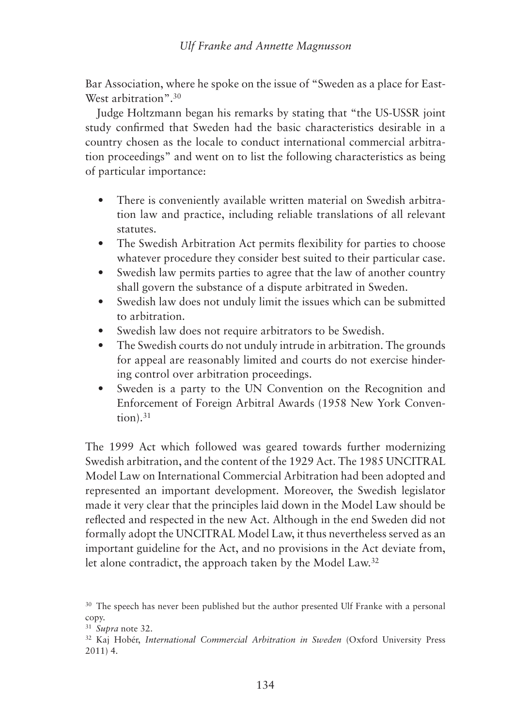Bar Association, where he spoke on the issue of "Sweden as a place for East-West arbitration".[30]

Judge Holtzmann began his remarks by stating that "the US-USSR joint study confirmed that Sweden had the basic characteristics desirable in a country chosen as the locale to conduct international commercial arbitration proceedings" and went on to list the following characteristics as being of particular importance:

- There is conveniently available written material on Swedish arbitration law and practice, including reliable translations of all relevant statutes.
- The Swedish Arbitration Act permits flexibility for parties to choose whatever procedure they consider best suited to their particular case.
- Swedish law permits parties to agree that the law of another country shall govern the substance of a dispute arbitrated in Sweden.
- Swedish law does not unduly limit the issues which can be submitted to arbitration.
- Swedish law does not require arbitrators to be Swedish.
- The Swedish courts do not unduly intrude in arbitration. The grounds for appeal are reasonably limited and courts do not exercise hindering control over arbitration proceedings.
- Sweden is a party to the UN Convention on the Recognition and Enforcement of Foreign Arbitral Awards (1958 New York Convention).[31]

The 1999 Act which followed was geared towards further modernizing Swedish arbitration, and the content of the 1929 Act. The 1985 UNCITRAL Model Law on International Commercial Arbitration had been adopted and represented an important development. Moreover, the Swedish legislator made it very clear that the principles laid down in the Model Law should be reflected and respected in the new Act. Although in the end Sweden did not formally adopt the UNCITRAL Model Law, it thus nevertheless served as an important guideline for the Act, and no provisions in the Act deviate from, let alone contradict, the approach taken by the Model Law.[32]

[30] The speech has never been published but the author presented Ulf Franke with a personal copy.

[31] *Supra* note 32.

[32] Kaj Hobér, *International Commercial Arbitration in Sweden* (Oxford University Press 2011) 4.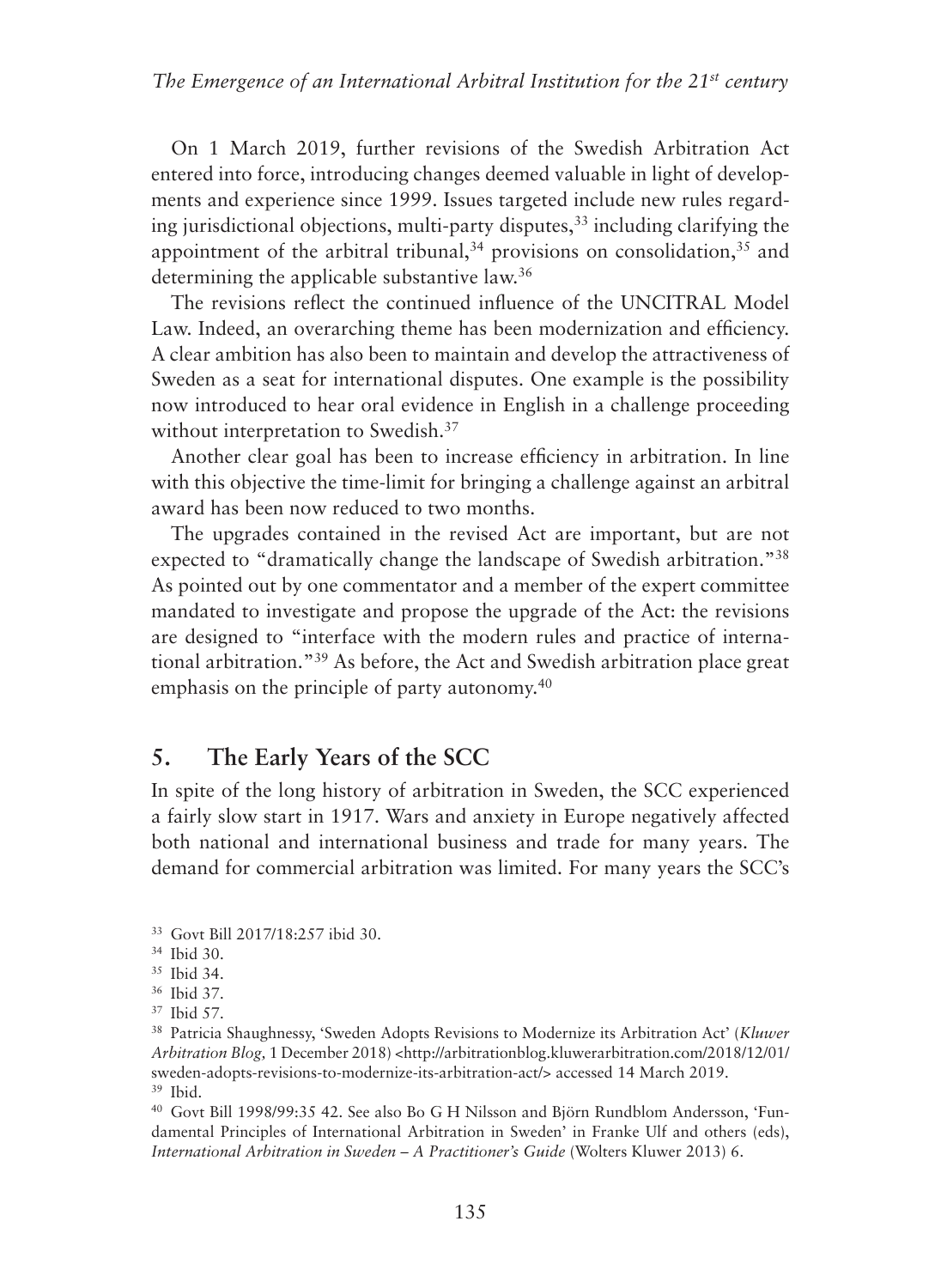On 1 March 2019, further revisions of the Swedish Arbitration Act entered into force, introducing changes deemed valuable in light of developments and experience since 1999. Issues targeted include new rules regarding jurisdictional objections, multi-party disputes,[33] including clarifying the appointment of the arbitral tribunal,[34] provisions on consolidation,[35] and determining the applicable substantive law.[36]

The revisions reflect the continued influence of the UNCITRAL Model Law. Indeed, an overarching theme has been modernization and efficiency. A clear ambition has also been to maintain and develop the attractiveness of Sweden as a seat for international disputes. One example is the possibility now introduced to hear oral evidence in English in a challenge proceeding without interpretation to Swedish.[37]

Another clear goal has been to increase efficiency in arbitration. In line with this objective the time-limit for bringing a challenge against an arbitral award has been now reduced to two months.

The upgrades contained in the revised Act are important, but are not expected to "dramatically change the landscape of Swedish arbitration."[38] As pointed out by one commentator and a member of the expert committee mandated to investigate and propose the upgrade of the Act: the revisions are designed to "interface with the modern rules and practice of international arbitration."[39] As before, the Act and Swedish arbitration place great emphasis on the principle of party autonomy.[40]

## 5. The Early Years of the SCC

In spite of the long history of arbitration in Sweden, the SCC experienced a fairly slow start in 1917. Wars and anxiety in Europe negatively affected both national and international business and trade for many years. The demand for commercial arbitration was limited. For many years the SCC's

---

[33] Govt Bill 2017/18:257 ibid 30.

[34] Ibid 30.

[35] Ibid 34.

[36] Ibid 37.

[37] Ibid 57.

[38] Patricia Shaughnessy, 'Sweden Adopts Revisions to Modernize its Arbitration Act' (*Kluwer Arbitration Blog,* 1 December 2018) <http://arbitrationblog.kluwerarbitration.com/2018/12/01/sweden-adopts-revisions-to-modernize-its-arbitration-act/> accessed 14 March 2019.

[39] Ibid.

[40] Govt Bill 1998/99:35 42. See also Bo G H Nilsson and Björn Rundblom Andersson, 'Fundamental Principles of International Arbitration in Sweden' in Franke Ulf and others (eds), *International Arbitration in Sweden – A Practitioner's Guide* (Wolters Kluwer 2013) 6.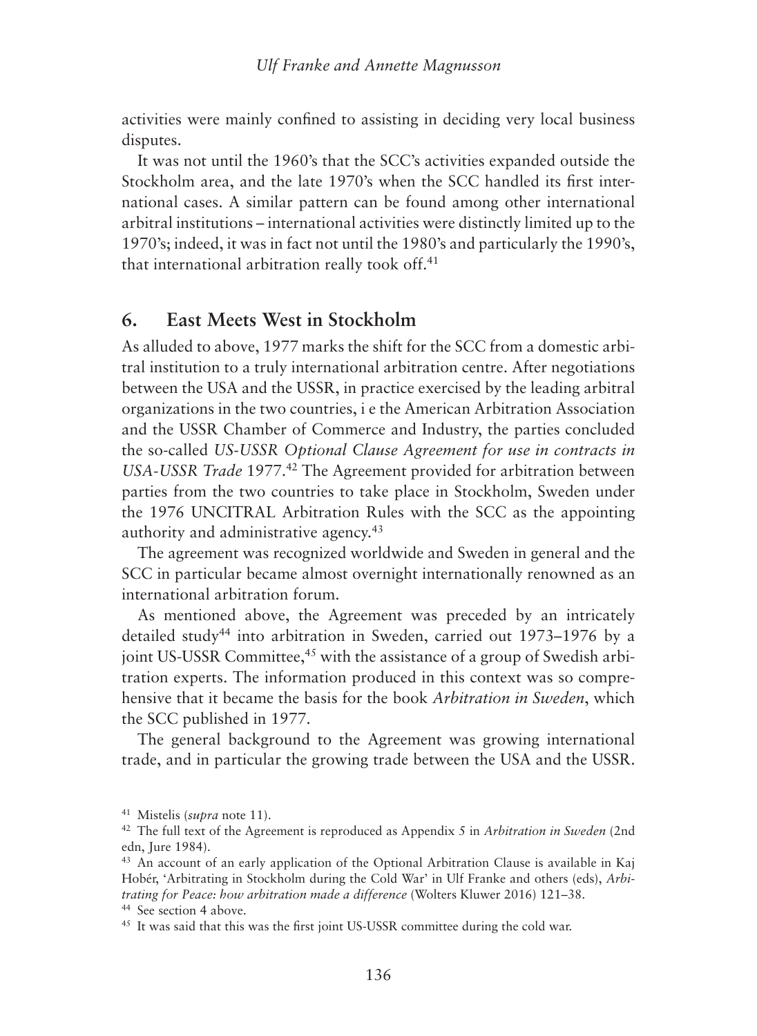activities were mainly confined to assisting in deciding very local business disputes.

It was not until the 1960's that the SCC's activities expanded outside the Stockholm area, and the late 1970's when the SCC handled its first international cases. A similar pattern can be found among other international arbitral institutions – international activities were distinctly limited up to the 1970's; indeed, it was in fact not until the 1980's and particularly the 1990's, that international arbitration really took off.[41]

## 6. East Meets West in Stockholm

As alluded to above, 1977 marks the shift for the SCC from a domestic arbitral institution to a truly international arbitration centre. After negotiations between the USA and the USSR, in practice exercised by the leading arbitral organizations in the two countries, i e the American Arbitration Association and the USSR Chamber of Commerce and Industry, the parties concluded the so-called *US-USSR Optional Clause Agreement for use in contracts in USA-USSR Trade* 1977.[42] The Agreement provided for arbitration between parties from the two countries to take place in Stockholm, Sweden under the 1976 UNCITRAL Arbitration Rules with the SCC as the appointing authority and administrative agency.[43]

The agreement was recognized worldwide and Sweden in general and the SCC in particular became almost overnight internationally renowned as an international arbitration forum.

As mentioned above, the Agreement was preceded by an intricately detailed study[44] into arbitration in Sweden, carried out 1973–1976 by a joint US-USSR Committee,[45] with the assistance of a group of Swedish arbitration experts. The information produced in this context was so comprehensive that it became the basis for the book *Arbitration in Sweden*, which the SCC published in 1977.

The general background to the Agreement was growing international trade, and in particular the growing trade between the USA and the USSR.

---

[41] Mistelis (*supra* note 11).

[42] The full text of the Agreement is reproduced as Appendix 5 in *Arbitration in Sweden* (2nd edn, Jure 1984).

[43] An account of an early application of the Optional Arbitration Clause is available in Kaj Hobér, 'Arbitrating in Stockholm during the Cold War' in Ulf Franke and others (eds), *Arbitrating for Peace: how arbitration made a difference* (Wolters Kluwer 2016) 121–38.

[44] See section 4 above.

[45] It was said that this was the first joint US-USSR committee during the cold war.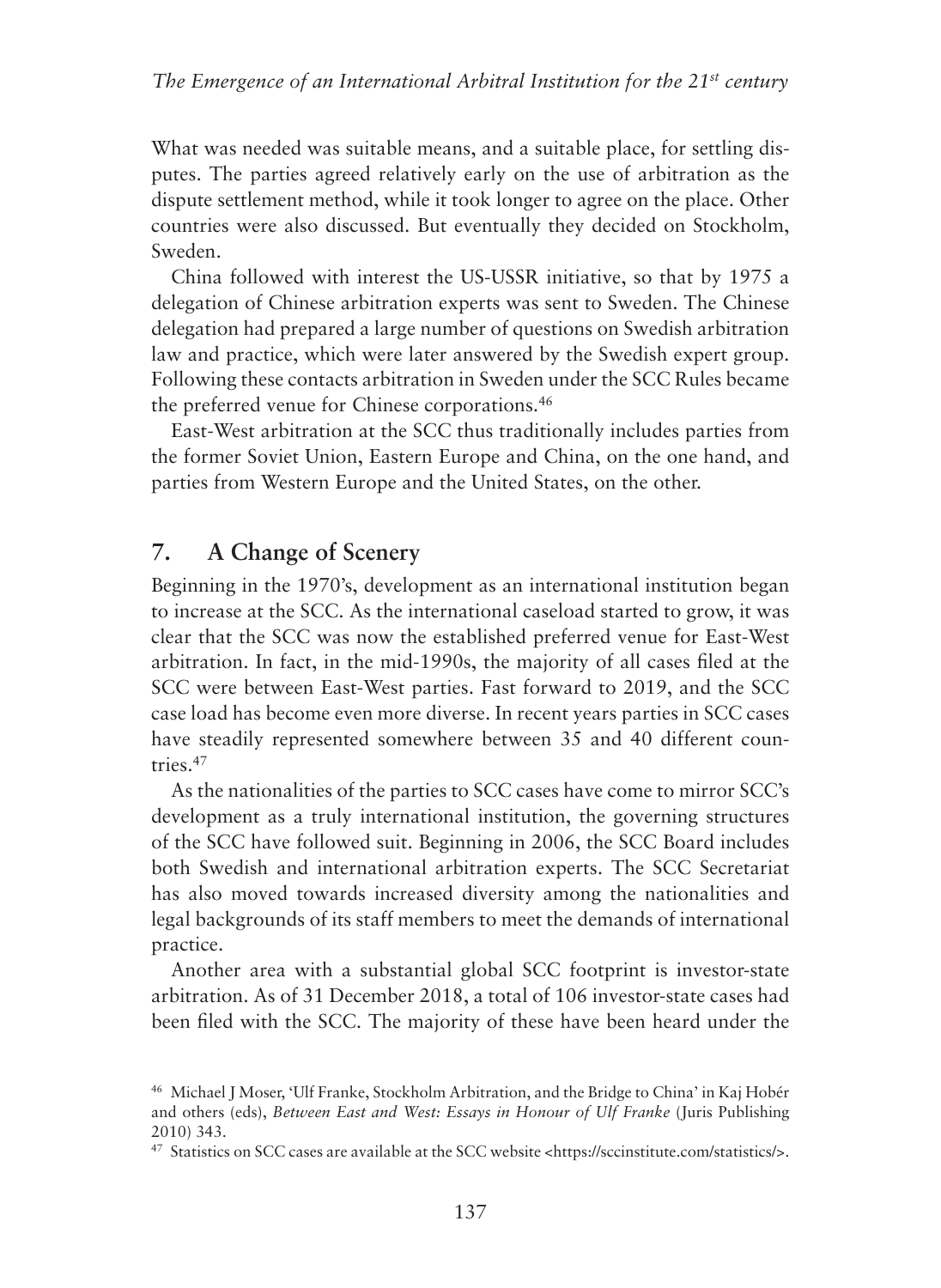What was needed was suitable means, and a suitable place, for settling disputes. The parties agreed relatively early on the use of arbitration as the dispute settlement method, while it took longer to agree on the place. Other countries were also discussed. But eventually they decided on Stockholm, Sweden.

China followed with interest the US-USSR initiative, so that by 1975 a delegation of Chinese arbitration experts was sent to Sweden. The Chinese delegation had prepared a large number of questions on Swedish arbitration law and practice, which were later answered by the Swedish expert group. Following these contacts arbitration in Sweden under the SCC Rules became the preferred venue for Chinese corporations.[46]

East-West arbitration at the SCC thus traditionally includes parties from the former Soviet Union, Eastern Europe and China, on the one hand, and parties from Western Europe and the United States, on the other.

## 7. A Change of Scenery

Beginning in the 1970's, development as an international institution began to increase at the SCC. As the international caseload started to grow, it was clear that the SCC was now the established preferred venue for East-West arbitration. In fact, in the mid-1990s, the majority of all cases filed at the SCC were between East-West parties. Fast forward to 2019, and the SCC case load has become even more diverse. In recent years parties in SCC cases have steadily represented somewhere between 35 and 40 different countries.[47]

As the nationalities of the parties to SCC cases have come to mirror SCC's development as a truly international institution, the governing structures of the SCC have followed suit. Beginning in 2006, the SCC Board includes both Swedish and international arbitration experts. The SCC Secretariat has also moved towards increased diversity among the nationalities and legal backgrounds of its staff members to meet the demands of international practice.

Another area with a substantial global SCC footprint is investor-state arbitration. As of 31 December 2018, a total of 106 investor-state cases had been filed with the SCC. The majority of these have been heard under the

---

[46] Michael J Moser, 'Ulf Franke, Stockholm Arbitration, and the Bridge to China' in Kaj Hobér and others (eds), *Between East and West: Essays in Honour of Ulf Franke* (Juris Publishing 2010) 343.

[47] Statistics on SCC cases are available at the SCC website <https://sccinstitute.com/statistics/>.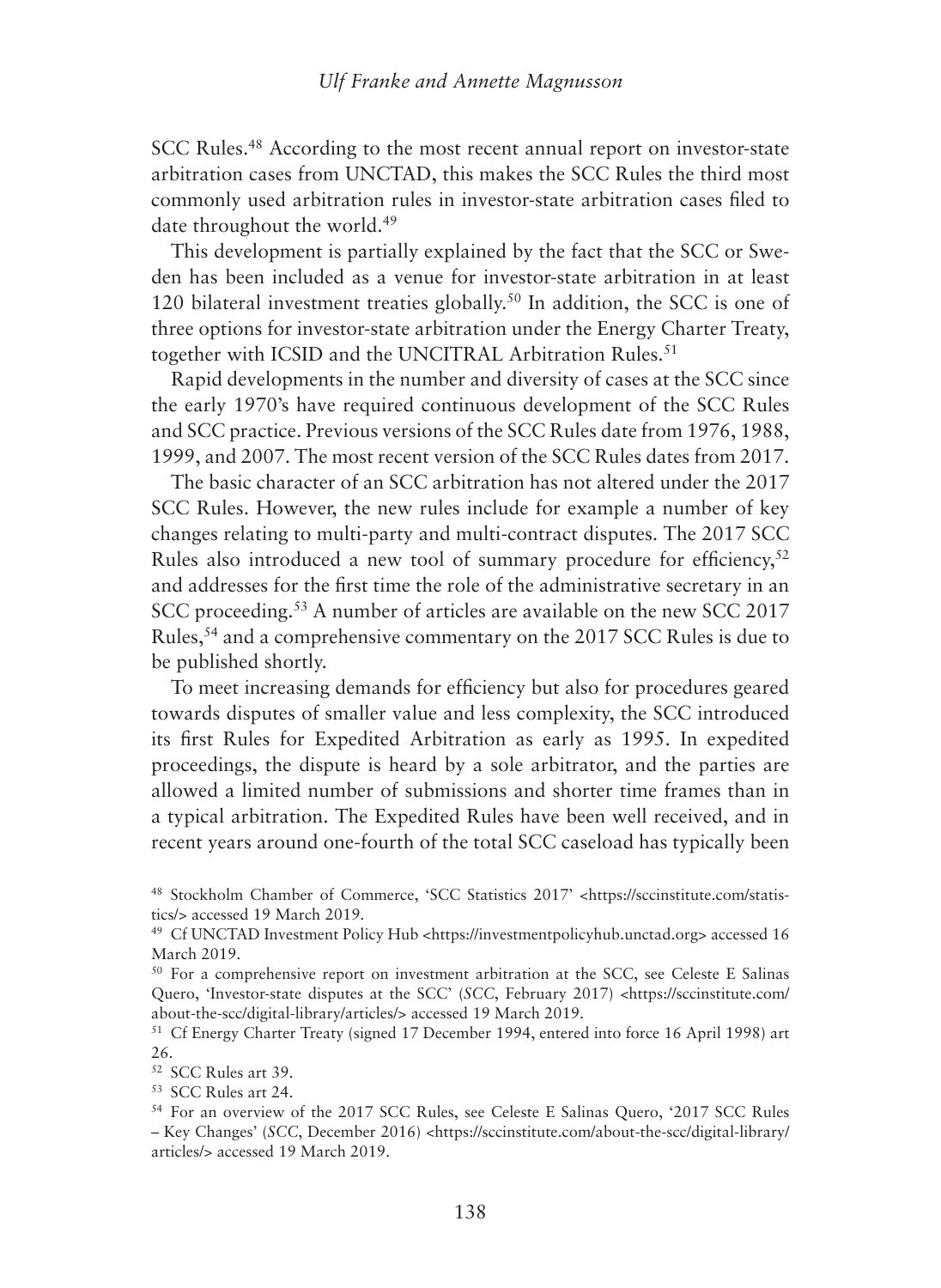SCC Rules.[48] According to the most recent annual report on investor-state arbitration cases from UNCTAD, this makes the SCC Rules the third most commonly used arbitration rules in investor-state arbitration cases filed to date throughout the world.[49]

This development is partially explained by the fact that the SCC or Sweden has been included as a venue for investor-state arbitration in at least 120 bilateral investment treaties globally.[50] In addition, the SCC is one of three options for investor-state arbitration under the Energy Charter Treaty, together with ICSID and the UNCITRAL Arbitration Rules.[51]

Rapid developments in the number and diversity of cases at the SCC since the early 1970's have required continuous development of the SCC Rules and SCC practice. Previous versions of the SCC Rules date from 1976, 1988, 1999, and 2007. The most recent version of the SCC Rules dates from 2017.

The basic character of an SCC arbitration has not altered under the 2017 SCC Rules. However, the new rules include for example a number of key changes relating to multi-party and multi-contract disputes. The 2017 SCC Rules also introduced a new tool of summary procedure for efficiency,[52] and addresses for the first time the role of the administrative secretary in an SCC proceeding.[53] A number of articles are available on the new SCC 2017 Rules,[54] and a comprehensive commentary on the 2017 SCC Rules is due to be published shortly.

To meet increasing demands for efficiency but also for procedures geared towards disputes of smaller value and less complexity, the SCC introduced its first Rules for Expedited Arbitration as early as 1995. In expedited proceedings, the dispute is heard by a sole arbitrator, and the parties are allowed a limited number of submissions and shorter time frames than in a typical arbitration. The Expedited Rules have been well received, and in recent years around one-fourth of the total SCC caseload has typically been

---

[48] Stockholm Chamber of Commerce, 'SCC Statistics 2017' <https://sccinstitute.com/statistics/> accessed 19 March 2019.

[49] Cf UNCTAD Investment Policy Hub <https://investmentpolicyhub.unctad.org> accessed 16 March 2019.

[50] For a comprehensive report on investment arbitration at the SCC, see Celeste E Salinas Quero, 'Investor-state disputes at the SCC' (*SCC*, February 2017) <https://sccinstitute.com/about-the-scc/digital-library/articles/> accessed 19 March 2019.

[51] Cf Energy Charter Treaty (signed 17 December 1994, entered into force 16 April 1998) art 26.

[52] SCC Rules art 39.

[53] SCC Rules art 24.

[54] For an overview of the 2017 SCC Rules, see Celeste E Salinas Quero, '2017 SCC Rules – Key Changes' (*SCC*, December 2016) <https://sccinstitute.com/about-the-scc/digital-library/articles/> accessed 19 March 2019.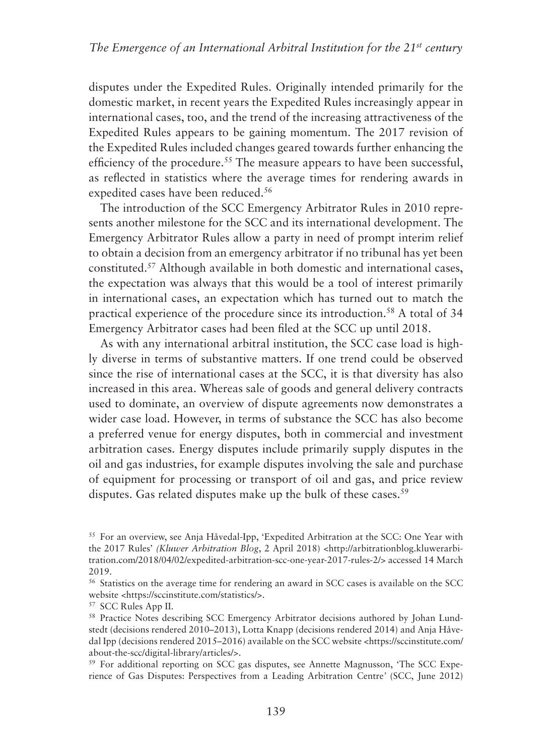disputes under the Expedited Rules. Originally intended primarily for the domestic market, in recent years the Expedited Rules increasingly appear in international cases, too, and the trend of the increasing attractiveness of the Expedited Rules appears to be gaining momentum. The 2017 revision of the Expedited Rules included changes geared towards further enhancing the efficiency of the procedure.[55] The measure appears to have been successful, as reflected in statistics where the average times for rendering awards in expedited cases have been reduced.[56]

The introduction of the SCC Emergency Arbitrator Rules in 2010 represents another milestone for the SCC and its international development. The Emergency Arbitrator Rules allow a party in need of prompt interim relief to obtain a decision from an emergency arbitrator if no tribunal has yet been constituted.[57] Although available in both domestic and international cases, the expectation was always that this would be a tool of interest primarily in international cases, an expectation which has turned out to match the practical experience of the procedure since its introduction.[58] A total of 34 Emergency Arbitrator cases had been filed at the SCC up until 2018.

As with any international arbitral institution, the SCC case load is highly diverse in terms of substantive matters. If one trend could be observed since the rise of international cases at the SCC, it is that diversity has also increased in this area. Whereas sale of goods and general delivery contracts used to dominate, an overview of dispute agreements now demonstrates a wider case load. However, in terms of substance the SCC has also become a preferred venue for energy disputes, both in commercial and investment arbitration cases. Energy disputes include primarily supply disputes in the oil and gas industries, for example disputes involving the sale and purchase of equipment for processing or transport of oil and gas, and price review disputes. Gas related disputes make up the bulk of these cases.[59]

---

[55] For an overview, see Anja Håvedal-Ipp, 'Expedited Arbitration at the SCC: One Year with the 2017 Rules' *(Kluwer Arbitration Blog*, 2 April 2018) <http://arbitrationblog.kluwerarbitration.com/2018/04/02/expedited-arbitration-scc-one-year-2017-rules-2/> accessed 14 March 2019.

[56] Statistics on the average time for rendering an award in SCC cases is available on the SCC website <https://sccinstitute.com/statistics/>.

[57] SCC Rules App II.

[58] Practice Notes describing SCC Emergency Arbitrator decisions authored by Johan Lundstedt (decisions rendered 2010–2013), Lotta Knapp (decisions rendered 2014) and Anja Håvedal Ipp (decisions rendered 2015–2016) available on the SCC website <https://sccinstitute.com/about-the-scc/digital-library/articles/>.

[59] For additional reporting on SCC gas disputes, see Annette Magnusson, 'The SCC Experience of Gas Disputes: Perspectives from a Leading Arbitration Centre' (SCC, June 2012)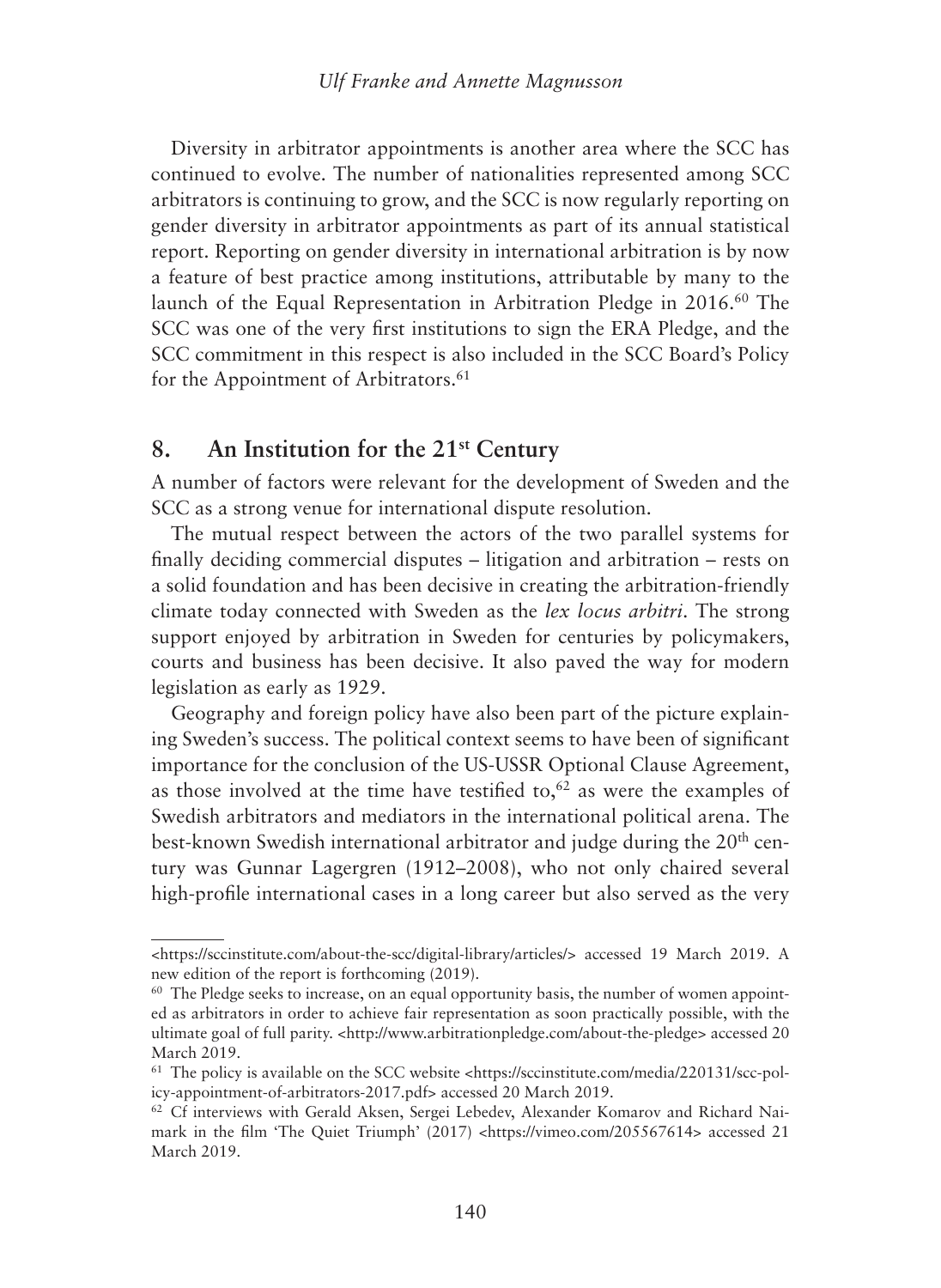Diversity in arbitrator appointments is another area where the SCC has continued to evolve. The number of nationalities represented among SCC arbitrators is continuing to grow, and the SCC is now regularly reporting on gender diversity in arbitrator appointments as part of its annual statistical report. Reporting on gender diversity in international arbitration is by now a feature of best practice among institutions, attributable by many to the launch of the Equal Representation in Arbitration Pledge in 2016.[60] The SCC was one of the very first institutions to sign the ERA Pledge, and the SCC commitment in this respect is also included in the SCC Board's Policy for the Appointment of Arbitrators.[61]

## 8. An Institution for the 21st Century

A number of factors were relevant for the development of Sweden and the SCC as a strong venue for international dispute resolution.

The mutual respect between the actors of the two parallel systems for finally deciding commercial disputes – litigation and arbitration – rests on a solid foundation and has been decisive in creating the arbitration-friendly climate today connected with Sweden as the *lex locus arbitri*. The strong support enjoyed by arbitration in Sweden for centuries by policymakers, courts and business has been decisive. It also paved the way for modern legislation as early as 1929.

Geography and foreign policy have also been part of the picture explaining Sweden's success. The political context seems to have been of significant importance for the conclusion of the US-USSR Optional Clause Agreement, as those involved at the time have testified to,[62] as were the examples of Swedish arbitrators and mediators in the international political arena. The best-known Swedish international arbitrator and judge during the 20th century was Gunnar Lagergren (1912–2008), who not only chaired several high-profile international cases in a long career but also served as the very

---

<https://sccinstitute.com/about-the-scc/digital-library/articles/> accessed 19 March 2019. A new edition of the report is forthcoming (2019).

[60] The Pledge seeks to increase, on an equal opportunity basis, the number of women appointed as arbitrators in order to achieve fair representation as soon practically possible, with the ultimate goal of full parity. <http://www.arbitrationpledge.com/about-the-pledge> accessed 20 March 2019.

[61] The policy is available on the SCC website <https://sccinstitute.com/media/220131/scc-policy-appointment-of-arbitrators-2017.pdf> accessed 20 March 2019.

[62] Cf interviews with Gerald Aksen, Sergei Lebedev, Alexander Komarov and Richard Naimark in the film 'The Quiet Triumph' (2017) <https://vimeo.com/205567614> accessed 21 March 2019.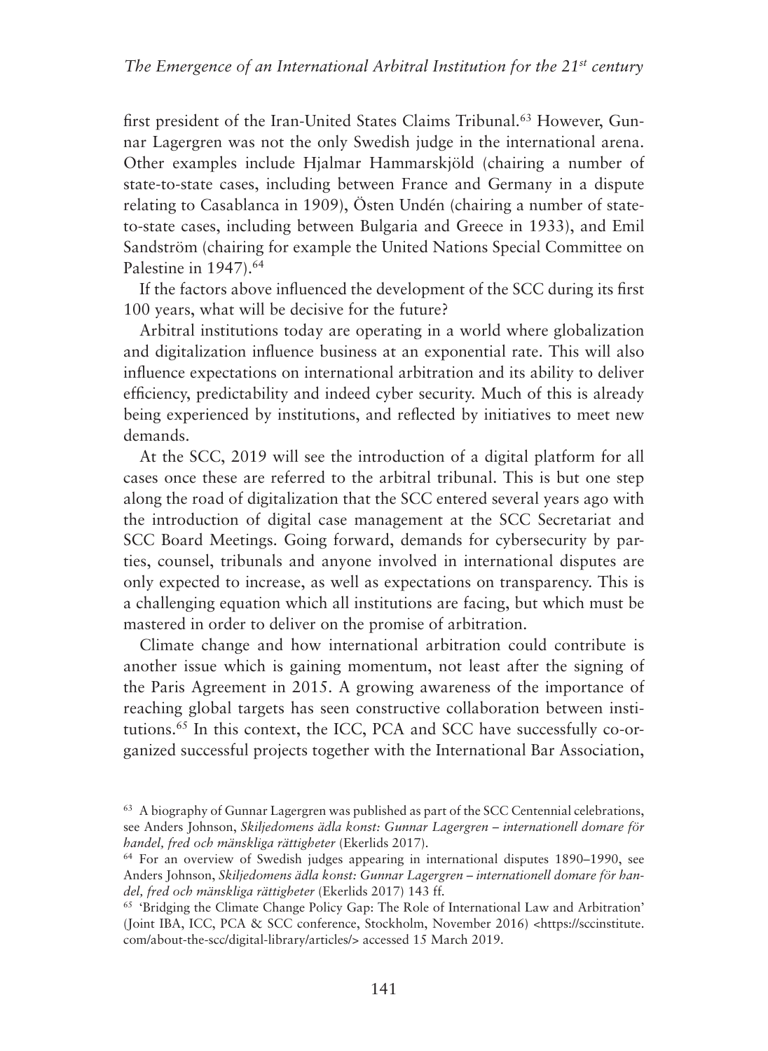first president of the Iran-United States Claims Tribunal.[63] However, Gunnar Lagergren was not the only Swedish judge in the international arena. Other examples include Hjalmar Hammarskjöld (chairing a number of state-to-state cases, including between France and Germany in a dispute relating to Casablanca in 1909), Östen Undén (chairing a number of state-to-state cases, including between Bulgaria and Greece in 1933), and Emil Sandström (chairing for example the United Nations Special Committee on Palestine in 1947).[64]

If the factors above influenced the development of the SCC during its first 100 years, what will be decisive for the future?

Arbitral institutions today are operating in a world where globalization and digitalization influence business at an exponential rate. This will also influence expectations on international arbitration and its ability to deliver efficiency, predictability and indeed cyber security. Much of this is already being experienced by institutions, and reflected by initiatives to meet new demands.

At the SCC, 2019 will see the introduction of a digital platform for all cases once these are referred to the arbitral tribunal. This is but one step along the road of digitalization that the SCC entered several years ago with the introduction of digital case management at the SCC Secretariat and SCC Board Meetings. Going forward, demands for cybersecurity by parties, counsel, tribunals and anyone involved in international disputes are only expected to increase, as well as expectations on transparency. This is a challenging equation which all institutions are facing, but which must be mastered in order to deliver on the promise of arbitration.

Climate change and how international arbitration could contribute is another issue which is gaining momentum, not least after the signing of the Paris Agreement in 2015. A growing awareness of the importance of reaching global targets has seen constructive collaboration between institutions.[65] In this context, the ICC, PCA and SCC have successfully co-organized successful projects together with the International Bar Association,

---

[63] A biography of Gunnar Lagergren was published as part of the SCC Centennial celebrations, see Anders Johnson, *Skiljedomens ädla konst: Gunnar Lagergren – internationell domare för handel, fred och mänskliga rättigheter* (Ekerlids 2017).

[64] For an overview of Swedish judges appearing in international disputes 1890–1990, see Anders Johnson, *Skiljedomens ädla konst: Gunnar Lagergren – internationell domare för handel, fred och mänskliga rättigheter* (Ekerlids 2017) 143 ff.

[65] 'Bridging the Climate Change Policy Gap: The Role of International Law and Arbitration' (Joint IBA, ICC, PCA & SCC conference, Stockholm, November 2016) <https://sccinstitute.com/about-the-scc/digital-library/articles/> accessed 15 March 2019.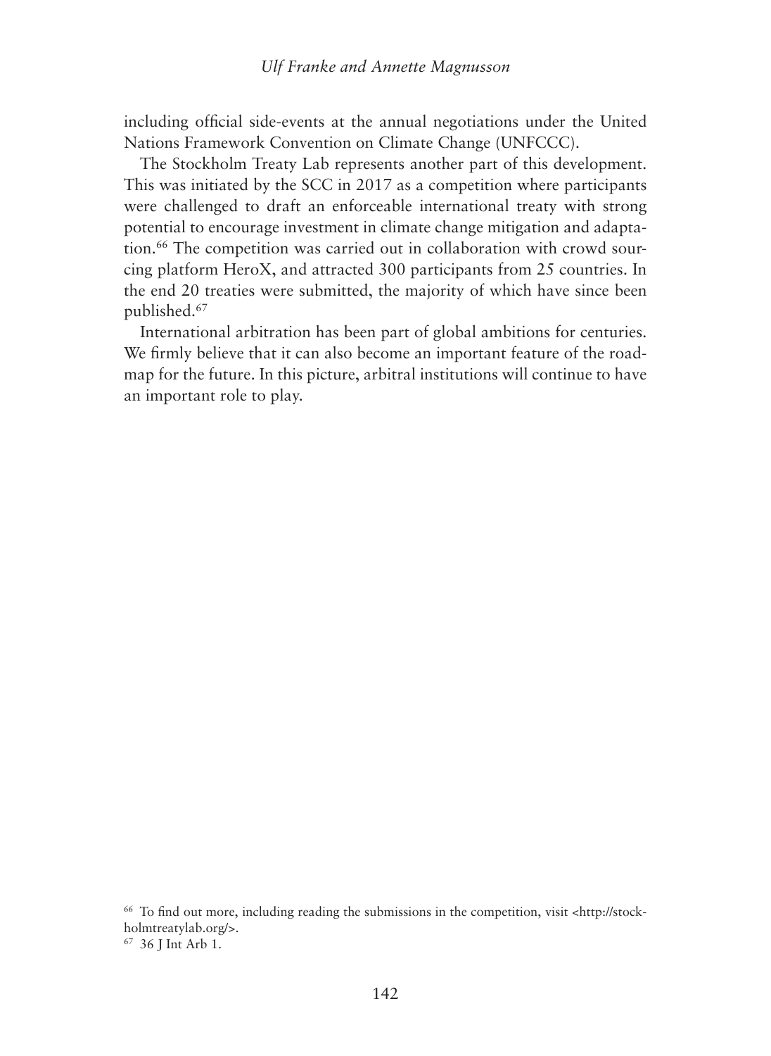including official side-events at the annual negotiations under the United Nations Framework Convention on Climate Change (UNFCCC).

The Stockholm Treaty Lab represents another part of this development. This was initiated by the SCC in 2017 as a competition where participants were challenged to draft an enforceable international treaty with strong potential to encourage investment in climate change mitigation and adaptation.[66] The competition was carried out in collaboration with crowd sourcing platform HeroX, and attracted 300 participants from 25 countries. In the end 20 treaties were submitted, the majority of which have since been published.[67]

International arbitration has been part of global ambitions for centuries. We firmly believe that it can also become an important feature of the roadmap for the future. In this picture, arbitral institutions will continue to have an important role to play.

---

[66] To find out more, including reading the submissions in the competition, visit <http://stockholmtreatylab.org/>.

[67] 36 J Int Arb 1.